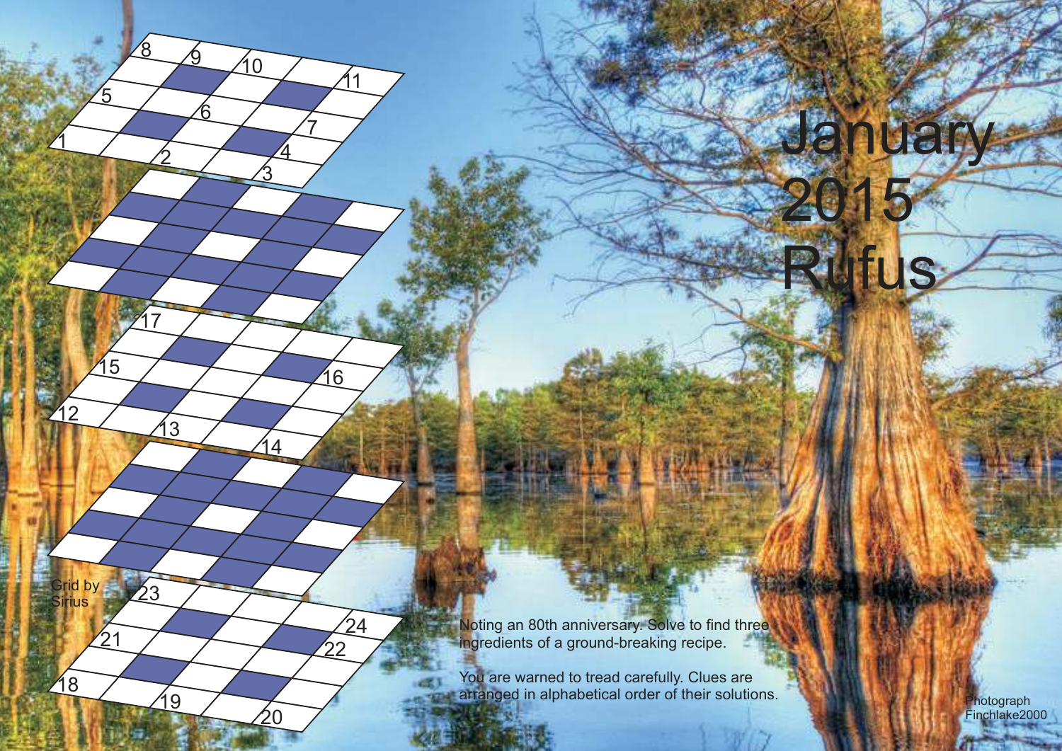# January 2015

# Rufus

Grid by Sirius

Noting an 80th anniversary. Solve to find three ingredients of a ground-breaking recipe.

You are warned to tread carefully. Clues are arranged in alphabetical order of their solutions.

Photograph Finchlake2000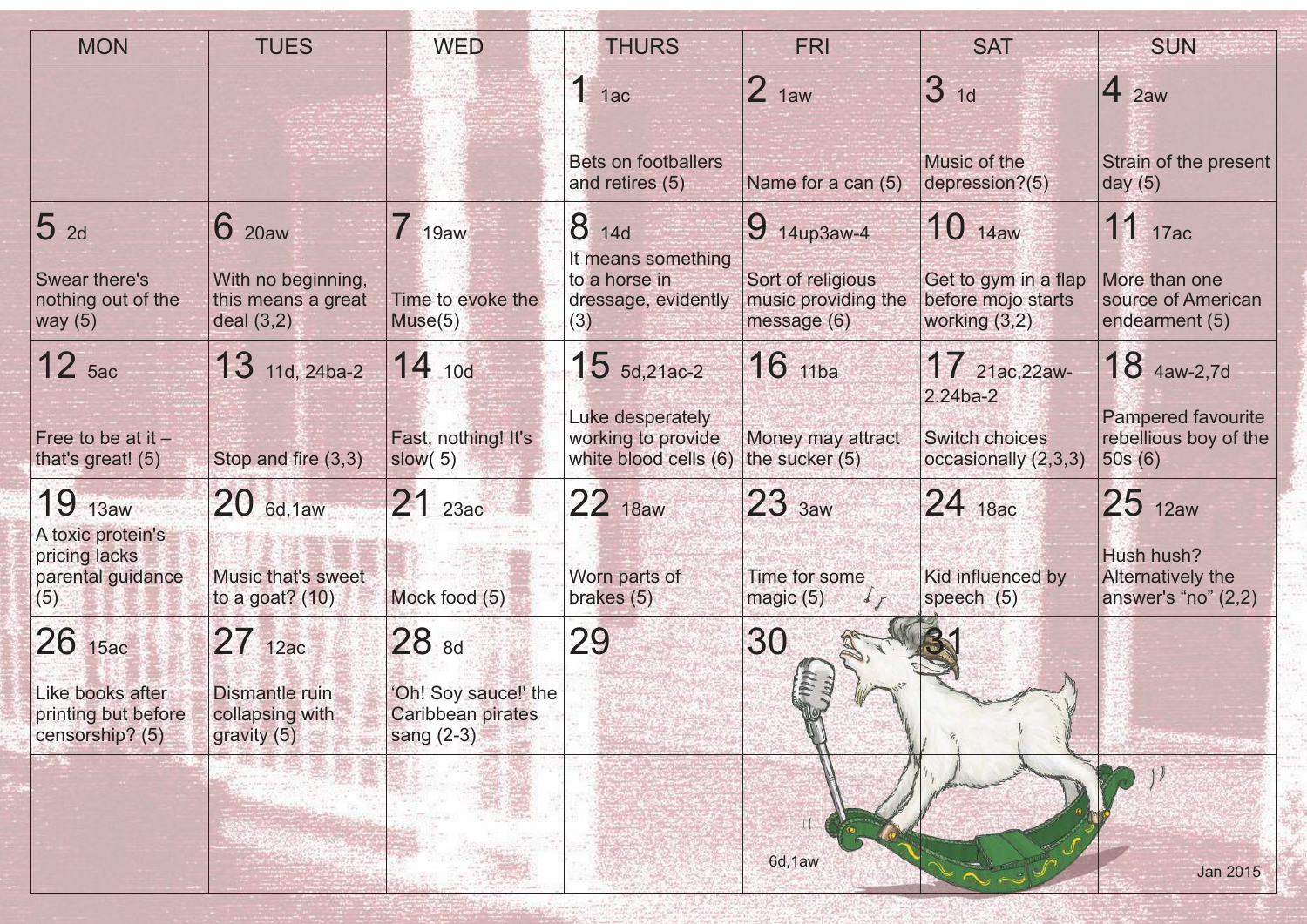| MON | TUES | WED | THURS | FRI | SAT | SUN |
|---|---|---|---|---|---|---|
| | | | 1 1ac<br>Bets on footballers and retires (5) | 2 1aw<br>Name for a can (5) | 3 1d<br>Music of the depression?(5) | 4 2aw<br>Strain of the present day (5) |
| 5 2d<br>Swear there's nothing out of the way (5) | 6 20aw<br>With no beginning, this means a great deal (3,2) | 7 19aw<br>Time to evoke the Muse(5) | 8 14d<br>It means something to a horse in dressage, evidently (3) | 9 14up3aw-4<br>Sort of religious music providing the message (6) | 10 14aw<br>Get to gym in a flap before mojo starts working (3,2) | 11 17ac<br>More than one source of American endearment (5) |
| 12 5ac<br>Free to be at it – that's great! (5) | 13 11d, 24ba-2<br>Stop and fire (3,3) | 14 10d<br>Fast, nothing! It's slow( 5) | 15 5d,21ac-2<br>Luke desperately working to provide white blood cells (6) | 16 11ba<br>Money may attract the sucker (5) | 17 21ac,22aw-2.24ba-2<br>Switch choices occasionally (2,3,3) | 18 4aw-2,7d<br>Pampered favourite rebellious boy of the 50s (6) |
| 19 13aw<br>A toxic protein's pricing lacks parental guidance (5) | 20 6d,1aw<br>Music that's sweet to a goat? (10) | 21 23ac<br>Mock food (5) | 22 18aw<br>Worn parts of brakes (5) | 23 3aw<br>Time for some magic (5) | 24 18ac<br>Kid influenced by speech (5) | 25 12aw<br>Hush hush? Alternatively the answer's "no" (2,2) |
| 26 15ac<br>Like books after printing but before censorship? (5) | 27 12ac<br>Dismantle ruin collapsing with gravity (5) | 28 8d<br>'Oh! Soy sauce!' the Caribbean pirates sang (2-3) | 29 | 30 | 31 | |
| | | | | 6d,1aw | | Jan 2015 |